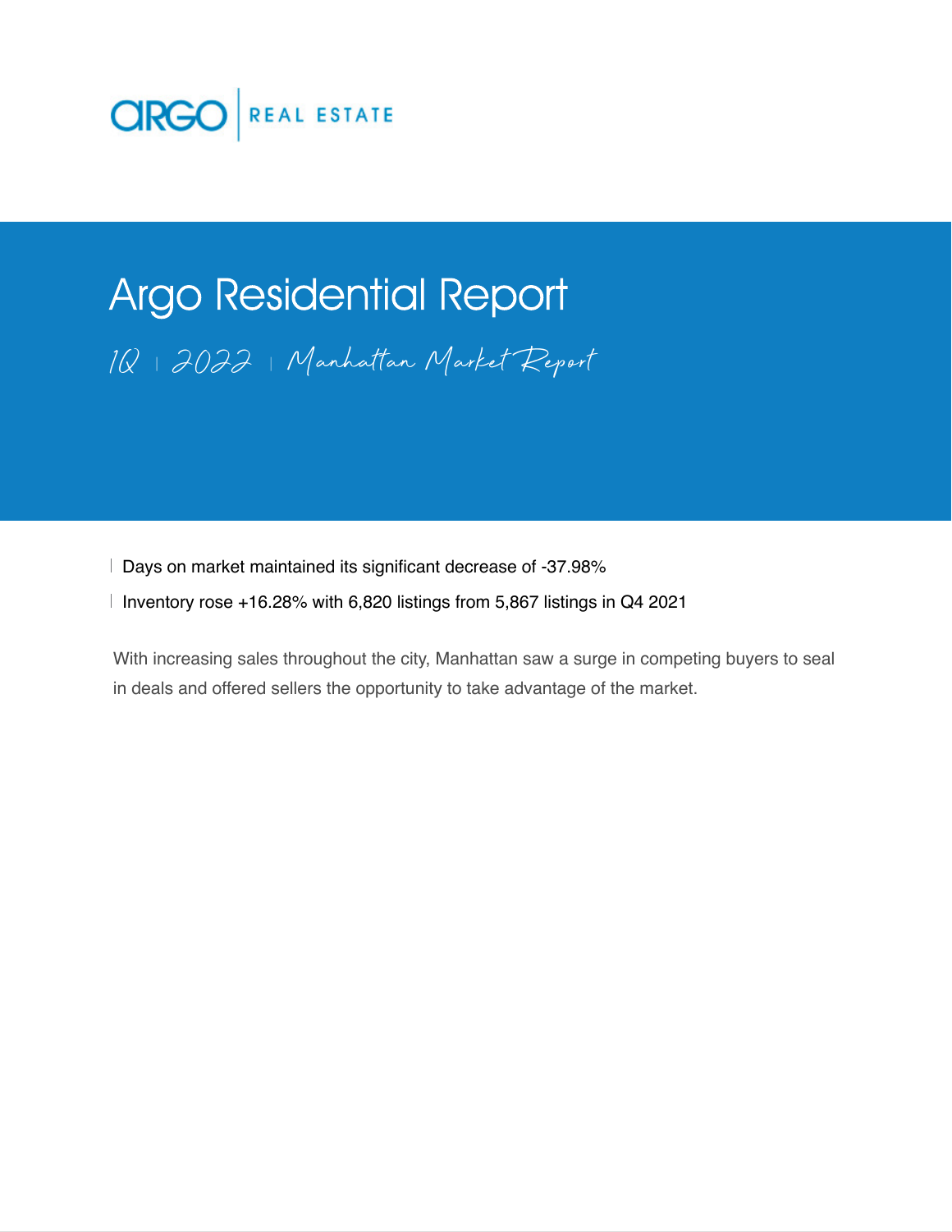ARGO | REAL ESTATE

# Argo Residential Report

*1Q | 2022 | Manhattan Market Report*

- Days on market maintained its significant decrease of -37.98%
- Inventory rose +16.28% with 6,820 listings from 5,867 listings in Q4 2021

With increasing sales throughout the city, Manhattan saw a surge in competing buyers to seal in deals and offered sellers the opportunity to take advantage of the market.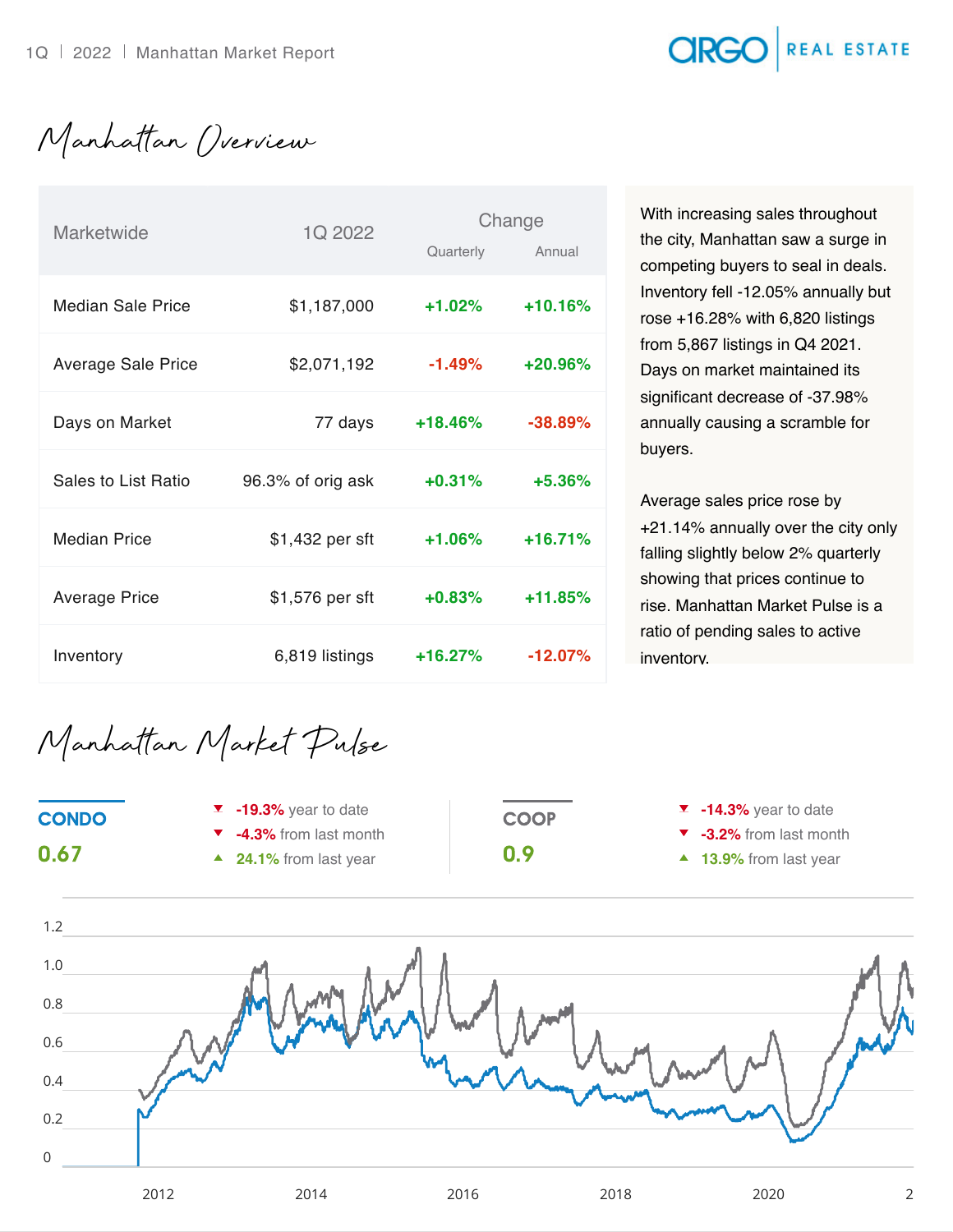# Manhattan Overview

| Marketwide | 1Q 2022 | Change | |
|---|---|---|---|
| | | Quarterly | Annual |
| Median Sale Price | $1,187,000 | +1.02% | +10.16% |
| Average Sale Price | $2,071,192 | -1.49% | +20.96% |
| Days on Market | 77 days | +18.46% | -38.89% |
| Sales to List Ratio | 96.3% of orig ask | +0.31% | +5.36% |
| Median Price | $1,432 per sft | +1.06% | +16.71% |
| Average Price | $1,576 per sft | +0.83% | +11.85% |
| Inventory | 6,819 listings | +16.27% | -12.07% |

With increasing sales throughout the city, Manhattan saw a surge in competing buyers to seal in deals. Inventory fell -12.05% annually but rose +16.28% with 6,820 listings from 5,867 listings in Q4 2021. Days on market maintained its significant decrease of -37.98% annually causing a scramble for buyers.

Average sales price rose by +21.14% annually over the city only falling slightly below 2% quarterly showing that prices continue to rise. Manhattan Market Pulse is a ratio of pending sales to active inventory.

# Manhattan Market Pulse

**CONDO**

**0.67**

- ▼ **-19.3%** year to date
- ▼ **-4.3%** from last month
- ▲ **24.1%** from last year

**COOP**

**0.9**

- ▼ **-14.3%** year to date
- ▼ **-3.2%** from last month
- ▲ **13.9%** from last year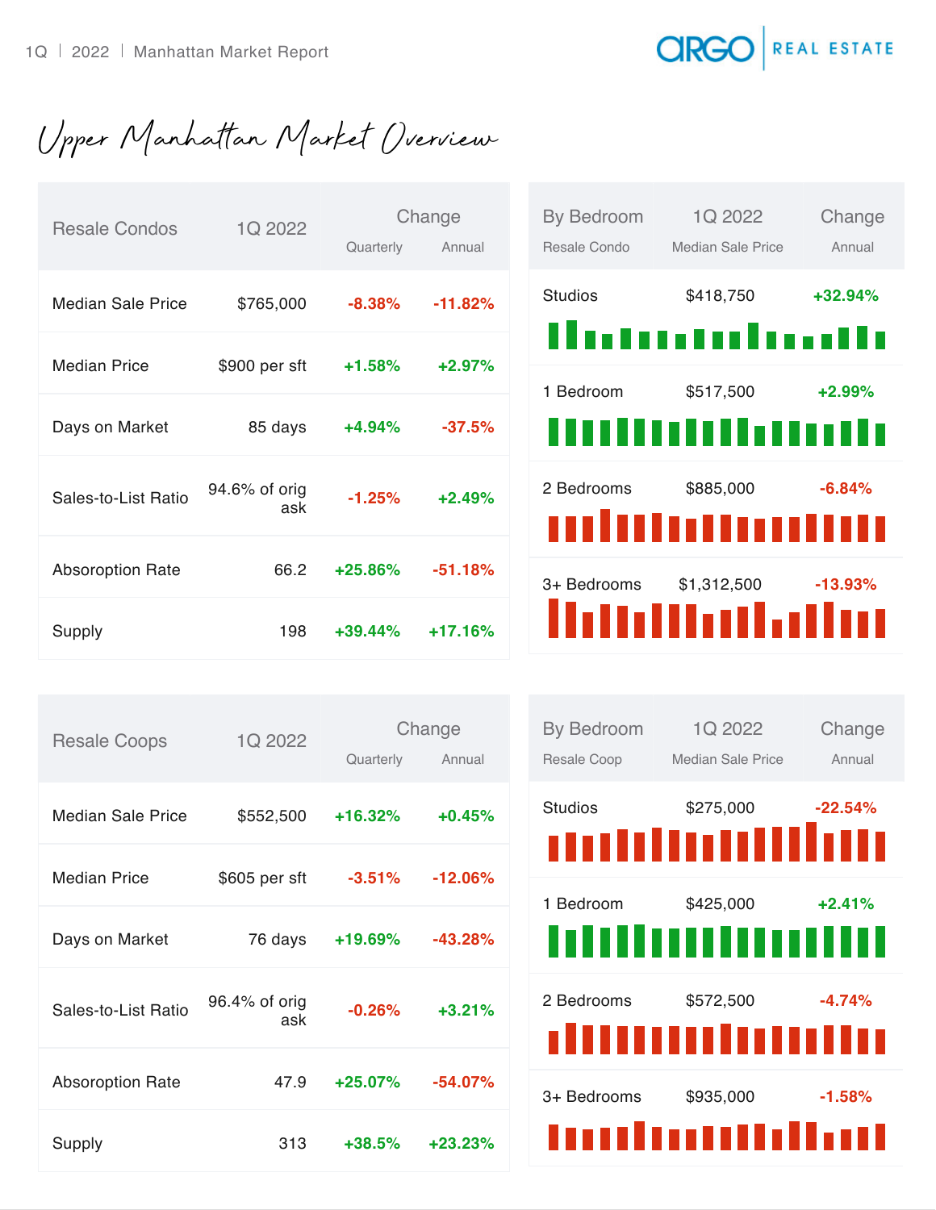# Upper Manhattan Market Overview

| Resale Condos | 1Q 2022 | Change | |
|---|---|---|---|
| | | Quarterly | Annual |
| Median Sale Price | $765,000 | -8.38% | -11.82% |
| Median Price | $900 per sft | +1.58% | +2.97% |
| Days on Market | 85 days | +4.94% | -37.5% |
| Sales-to-List Ratio | 94.6% of orig ask | -1.25% | +2.49% |
| Absorption Rate | 66.2 | +25.86% | -51.18% |
| Supply | 198 | +39.44% | +17.16% |

| By Bedroom | 1Q 2022 | Change |
|---|---|---|
| Resale Condo | Median Sale Price | Annual |
| Studios | $418,750 | +32.94% |
| 1 Bedroom | $517,500 | +2.99% |
| 2 Bedrooms | $885,000 | -6.84% |
| 3+ Bedrooms | $1,312,500 | -13.93% |

| Resale Coops | 1Q 2022 | Change | |
|---|---|---|---|
| | | Quarterly | Annual |
| Median Sale Price | $552,500 | +16.32% | +0.45% |
| Median Price | $605 per sft | -3.51% | -12.06% |
| Days on Market | 76 days | +19.69% | -43.28% |
| Sales-to-List Ratio | 96.4% of orig ask | -0.26% | +3.21% |
| Absorption Rate | 47.9 | +25.07% | -54.07% |
| Supply | 313 | +38.5% | +23.23% |

| By Bedroom | 1Q 2022 | Change |
|---|---|---|
| Resale Coop | Median Sale Price | Annual |
| Studios | $275,000 | -22.54% |
| 1 Bedroom | $425,000 | +2.41% |
| 2 Bedrooms | $572,500 | -4.74% |
| 3+ Bedrooms | $935,000 | -1.58% |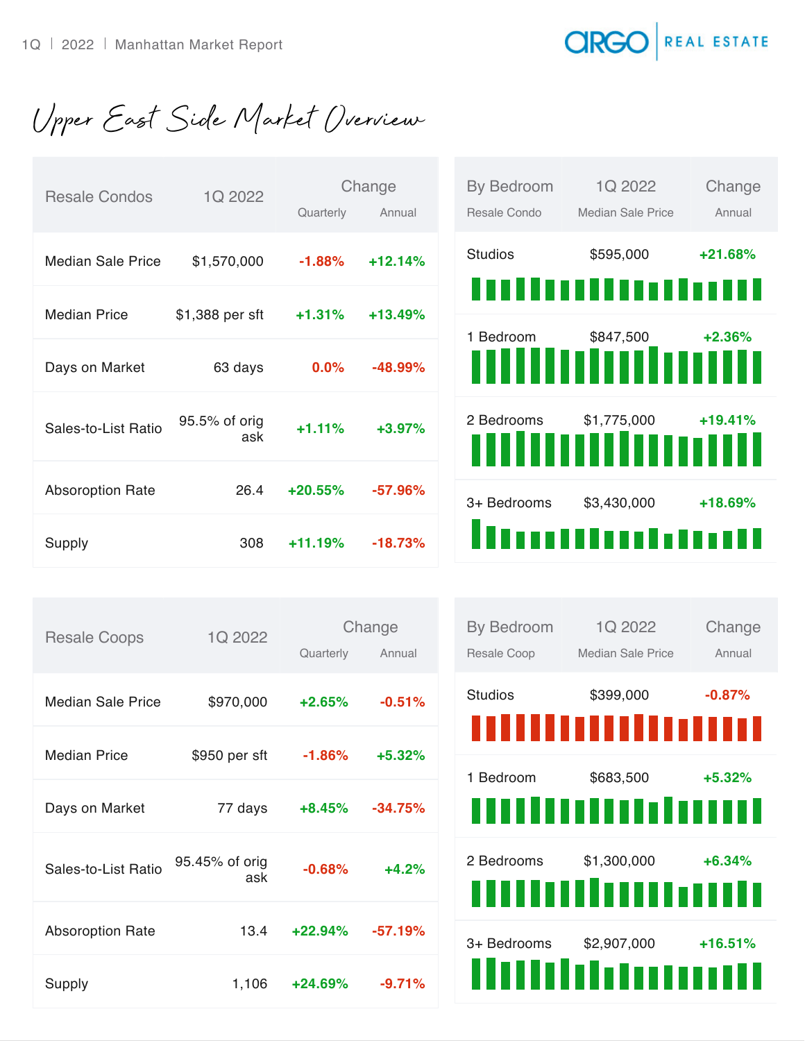# Upper East Side Market Overview

| Resale Condos | 1Q 2022 | Change | |
|---|---|---|---|
| | | Quarterly | Annual |
| Median Sale Price | $1,570,000 | -1.88% | +12.14% |
| Median Price | $1,388 per sft | +1.31% | +13.49% |
| Days on Market | 63 days | 0.0% | -48.99% |
| Sales-to-List Ratio | 95.5% of orig ask | +1.11% | +3.97% |
| Absoroption Rate | 26.4 | +20.55% | -57.96% |
| Supply | 308 | +11.19% | -18.73% |

| By Bedroom | 1Q 2022 | Change |
|---|---|---|
| Resale Condo | Median Sale Price | Annual |
| Studios | $595,000 | +21.68% |
| 1 Bedroom | $847,500 | +2.36% |
| 2 Bedrooms | $1,775,000 | +19.41% |
| 3+ Bedrooms | $3,430,000 | +18.69% |

| Resale Coops | 1Q 2022 | Change | |
|---|---|---|---|
| | | Quarterly | Annual |
| Median Sale Price | $970,000 | +2.65% | -0.51% |
| Median Price | $950 per sft | -1.86% | +5.32% |
| Days on Market | 77 days | +8.45% | -34.75% |
| Sales-to-List Ratio | 95.45% of orig ask | -0.68% | +4.2% |
| Absoroption Rate | 13.4 | +22.94% | -57.19% |
| Supply | 1,106 | +24.69% | -9.71% |

| By Bedroom | 1Q 2022 | Change |
|---|---|---|
| Resale Coop | Median Sale Price | Annual |
| Studios | $399,000 | -0.87% |
| 1 Bedroom | $683,500 | +5.32% |
| 2 Bedrooms | $1,300,000 | +6.34% |
| 3+ Bedrooms | $2,907,000 | +16.51% |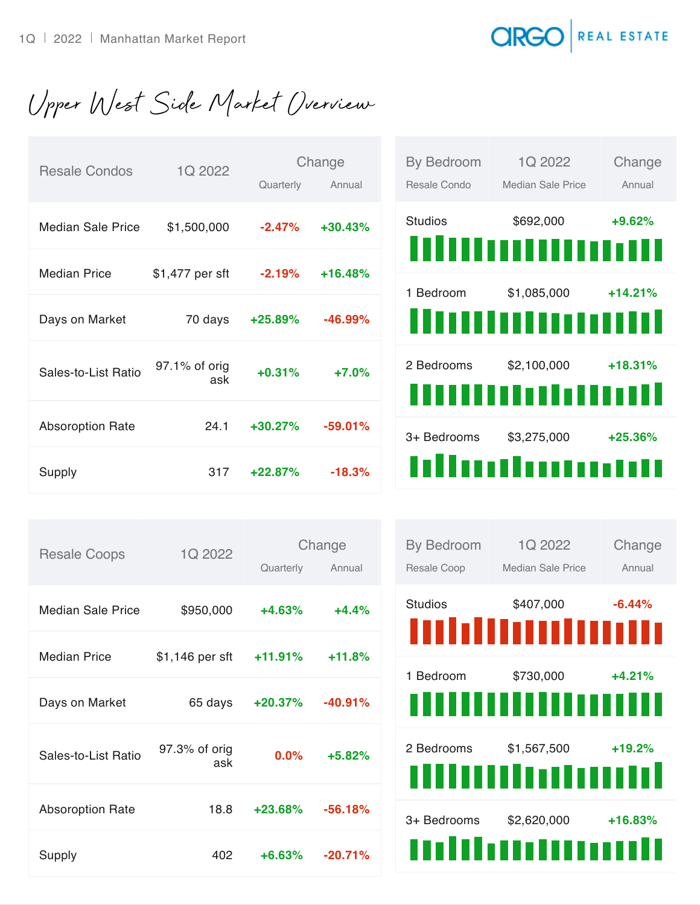# Upper West Side Market Overview

| Resale Condos | 1Q 2022 | Change Quarterly | Change Annual |
|---|---|---|---|
| Median Sale Price | $1,500,000 | -2.47% | +30.43% |
| Median Price | $1,477 per sft | -2.19% | +16.48% |
| Days on Market | 70 days | +25.89% | -46.99% |
| Sales-to-List Ratio | 97.1% of orig ask | +0.31% | +7.0% |
| Absoroption Rate | 24.1 | +30.27% | -59.01% |
| Supply | 317 | +22.87% | -18.3% |

| By Bedroom Resale Condo | 1Q 2022 Median Sale Price | Change Annual |
|---|---|---|
| Studios | $692,000 | +9.62% |
| 1 Bedroom | $1,085,000 | +14.21% |
| 2 Bedrooms | $2,100,000 | +18.31% |
| 3+ Bedrooms | $3,275,000 | +25.36% |

| Resale Coops | 1Q 2022 | Change Quarterly | Change Annual |
|---|---|---|---|
| Median Sale Price | $950,000 | +4.63% | +4.4% |
| Median Price | $1,146 per sft | +11.91% | +11.8% |
| Days on Market | 65 days | +20.37% | -40.91% |
| Sales-to-List Ratio | 97.3% of orig ask | 0.0% | +5.82% |
| Absoroption Rate | 18.8 | +23.68% | -56.18% |
| Supply | 402 | +6.63% | -20.71% |

| By Bedroom Resale Coop | 1Q 2022 Median Sale Price | Change Annual |
|---|---|---|
| Studios | $407,000 | -6.44% |
| 1 Bedroom | $730,000 | +4.21% |
| 2 Bedrooms | $1,567,500 | +19.2% |
| 3+ Bedrooms | $2,620,000 | +16.83% |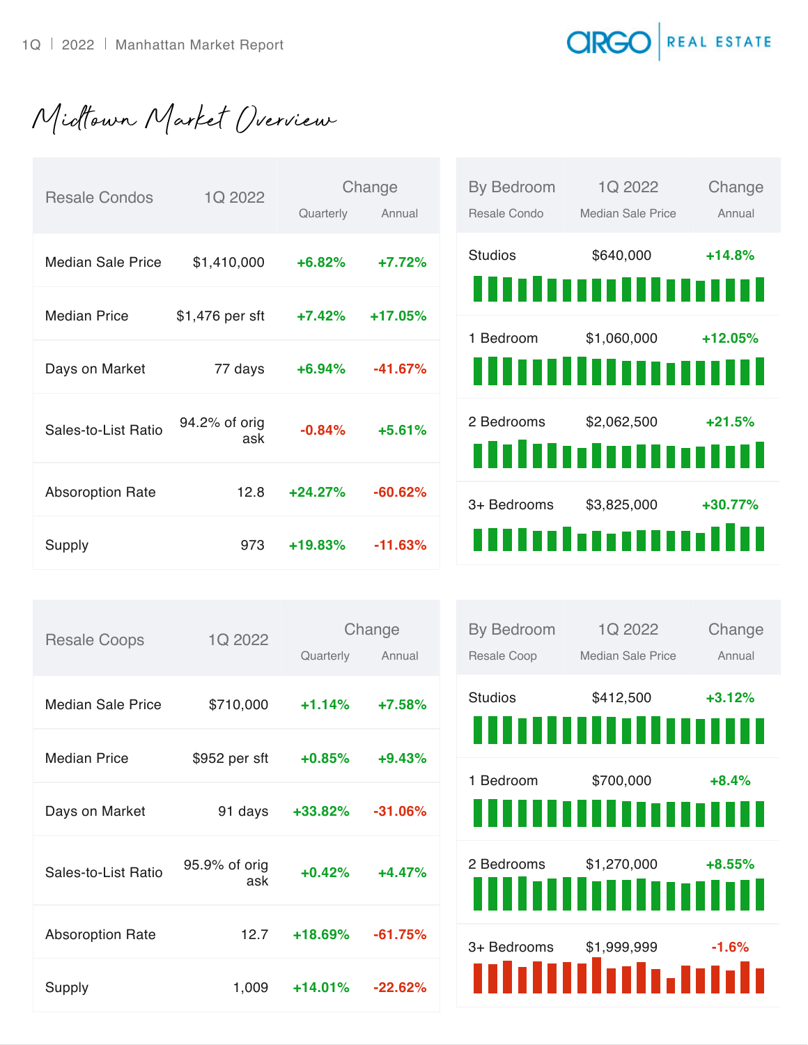# Midtown Market Overview

| Resale Condos | 1Q 2022 | Change | |
|---|---|---|---|
| | | Quarterly | Annual |
| Median Sale Price | $1,410,000 | +6.82% | +7.72% |
| Median Price | $1,476 per sft | +7.42% | +17.05% |
| Days on Market | 77 days | +6.94% | -41.67% |
| Sales-to-List Ratio | 94.2% of orig ask | -0.84% | +5.61% |
| Absoroption Rate | 12.8 | +24.27% | -60.62% |
| Supply | 973 | +19.83% | -11.63% |

| By Bedroom | 1Q 2022 | Change |
|---|---|---|
| Resale Condo | Median Sale Price | Annual |
| Studios | $640,000 | +14.8% |
| 1 Bedroom | $1,060,000 | +12.05% |
| 2 Bedrooms | $2,062,500 | +21.5% |
| 3+ Bedrooms | $3,825,000 | +30.77% |

| Resale Coops | 1Q 2022 | Change | |
|---|---|---|---|
| | | Quarterly | Annual |
| Median Sale Price | $710,000 | +1.14% | +7.58% |
| Median Price | $952 per sft | +0.85% | +9.43% |
| Days on Market | 91 days | +33.82% | -31.06% |
| Sales-to-List Ratio | 95.9% of orig ask | +0.42% | +4.47% |
| Absoroption Rate | 12.7 | +18.69% | -61.75% |
| Supply | 1,009 | +14.01% | -22.62% |

| By Bedroom | 1Q 2022 | Change |
|---|---|---|
| Resale Coop | Median Sale Price | Annual |
| Studios | $412,500 | +3.12% |
| 1 Bedroom | $700,000 | +8.4% |
| 2 Bedrooms | $1,270,000 | +8.55% |
| 3+ Bedrooms | $1,999,999 | -1.6% |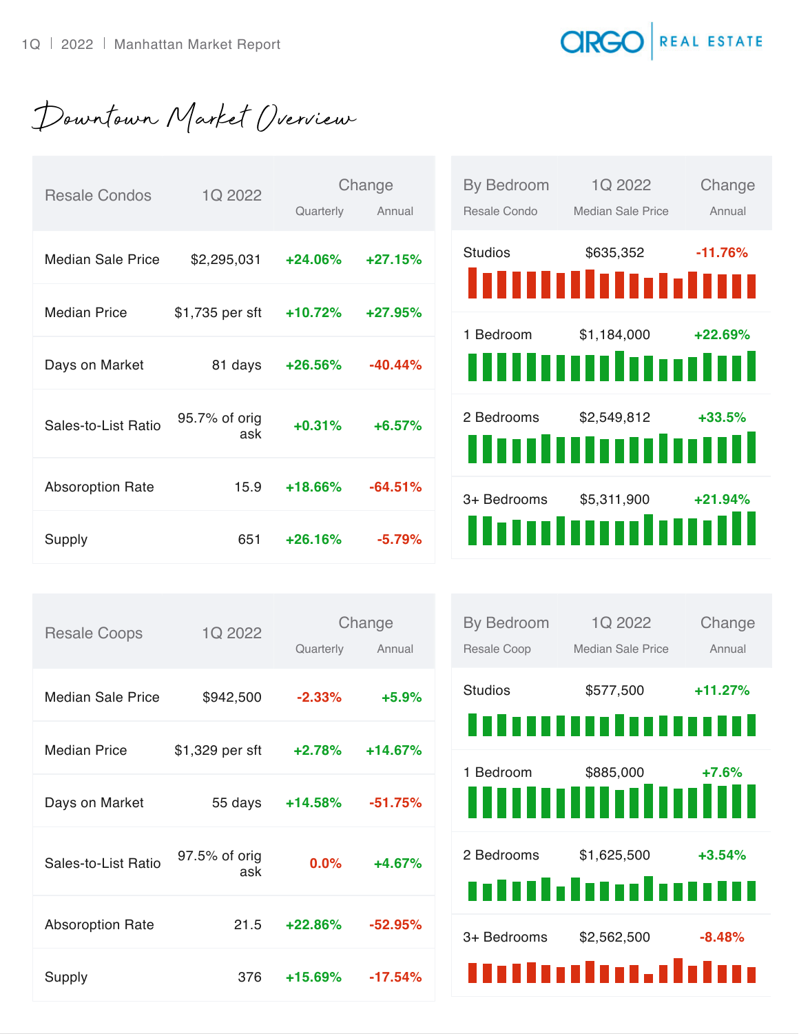# Downtown Market Overview

| Resale Condos | 1Q 2022 | Change | |
|---|---|---|---|
| | | Quarterly | Annual |
| Median Sale Price | $2,295,031 | +24.06% | +27.15% |
| Median Price | $1,735 per sft | +10.72% | +27.95% |
| Days on Market | 81 days | +26.56% | -40.44% |
| Sales-to-List Ratio | 95.7% of orig ask | +0.31% | +6.57% |
| Absorption Rate | 15.9 | +18.66% | -64.51% |
| Supply | 651 | +26.16% | -5.79% |

| By Bedroom | 1Q 2022 | Change |
|---|---|---|
| Resale Condo | Median Sale Price | Annual |
| Studios | $635,352 | -11.76% |
| 1 Bedroom | $1,184,000 | +22.69% |
| 2 Bedrooms | $2,549,812 | +33.5% |
| 3+ Bedrooms | $5,311,900 | +21.94% |

| Resale Coops | 1Q 2022 | Change | |
|---|---|---|---|
| | | Quarterly | Annual |
| Median Sale Price | $942,500 | -2.33% | +5.9% |
| Median Price | $1,329 per sft | +2.78% | +14.67% |
| Days on Market | 55 days | +14.58% | -51.75% |
| Sales-to-List Ratio | 97.5% of orig ask | 0.0% | +4.67% |
| Absorption Rate | 21.5 | +22.86% | -52.95% |
| Supply | 376 | +15.69% | -17.54% |

| By Bedroom | 1Q 2022 | Change |
|---|---|---|
| Resale Coop | Median Sale Price | Annual |
| Studios | $577,500 | +11.27% |
| 1 Bedroom | $885,000 | +7.6% |
| 2 Bedrooms | $1,625,500 | +3.54% |
| 3+ Bedrooms | $2,562,500 | -8.48% |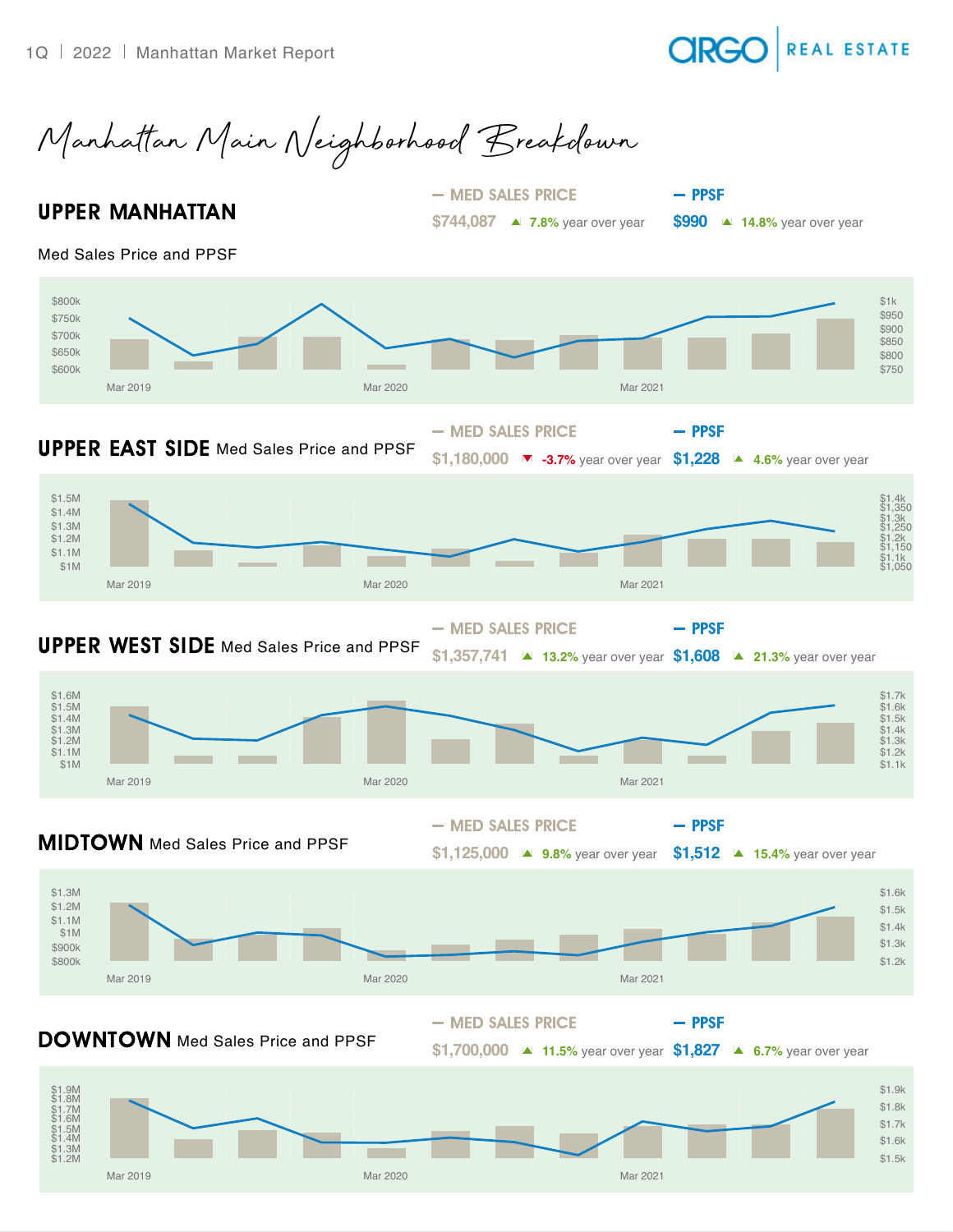# Manhattan Main Neighborhood Breakdown

## UPPER MANHATTAN

Med Sales Price and PPSF

— MED SALES PRICE
$744,087 ▲ 7.8% year over year

— PPSF
$990 ▲ 14.8% year over year

$800k
$750k
$700k
$650k
$600k

$1k
$950
$900
$850
$800
$750

Mar 2019
Mar 2020
Mar 2021

## UPPER EAST SIDE Med Sales Price and PPSF

— MED SALES PRICE
$1,180,000 ▼ -3.7% year over year

— PPSF
$1,228 ▲ 4.6% year over year

$1.5M
$1.4M
$1.3M
$1.2M
$1.1M
$1M

$1.4k
$1,350
$1.3k
$1,250
$1.2k
$1,150
$1.1k
$1,050

Mar 2019
Mar 2020
Mar 2021

## UPPER WEST SIDE Med Sales Price and PPSF

— MED SALES PRICE
$1,357,741 ▲ 13.2% year over year

— PPSF
$1,608 ▲ 21.3% year over year

$1.6M
$1.5M
$1.4M
$1.3M
$1.2M
$1.1M
$1M

$1.7k
$1.6k
$1.5k
$1.4k
$1.3k
$1.2k
$1.1k

Mar 2019
Mar 2020
Mar 2021

## MIDTOWN Med Sales Price and PPSF

— MED SALES PRICE
$1,125,000 ▲ 9.8% year over year

— PPSF
$1,512 ▲ 15.4% year over year

$1.3M
$1.2M
$1.1M
$1M
$900k
$800k

$1.6k
$1.5k
$1.4k
$1.3k
$1.2k

Mar 2019
Mar 2020
Mar 2021

## DOWNTOWN Med Sales Price and PPSF

— MED SALES PRICE
$1,700,000 ▲ 11.5% year over year

— PPSF
$1,827 ▲ 6.7% year over year

$1.9M
$1.8M
$1.7M
$1.6M
$1.5M
$1.4M
$1.3M
$1.2M

$1.9k
$1.8k
$1.7k
$1.6k
$1.5k

Mar 2019
Mar 2020
Mar 2021